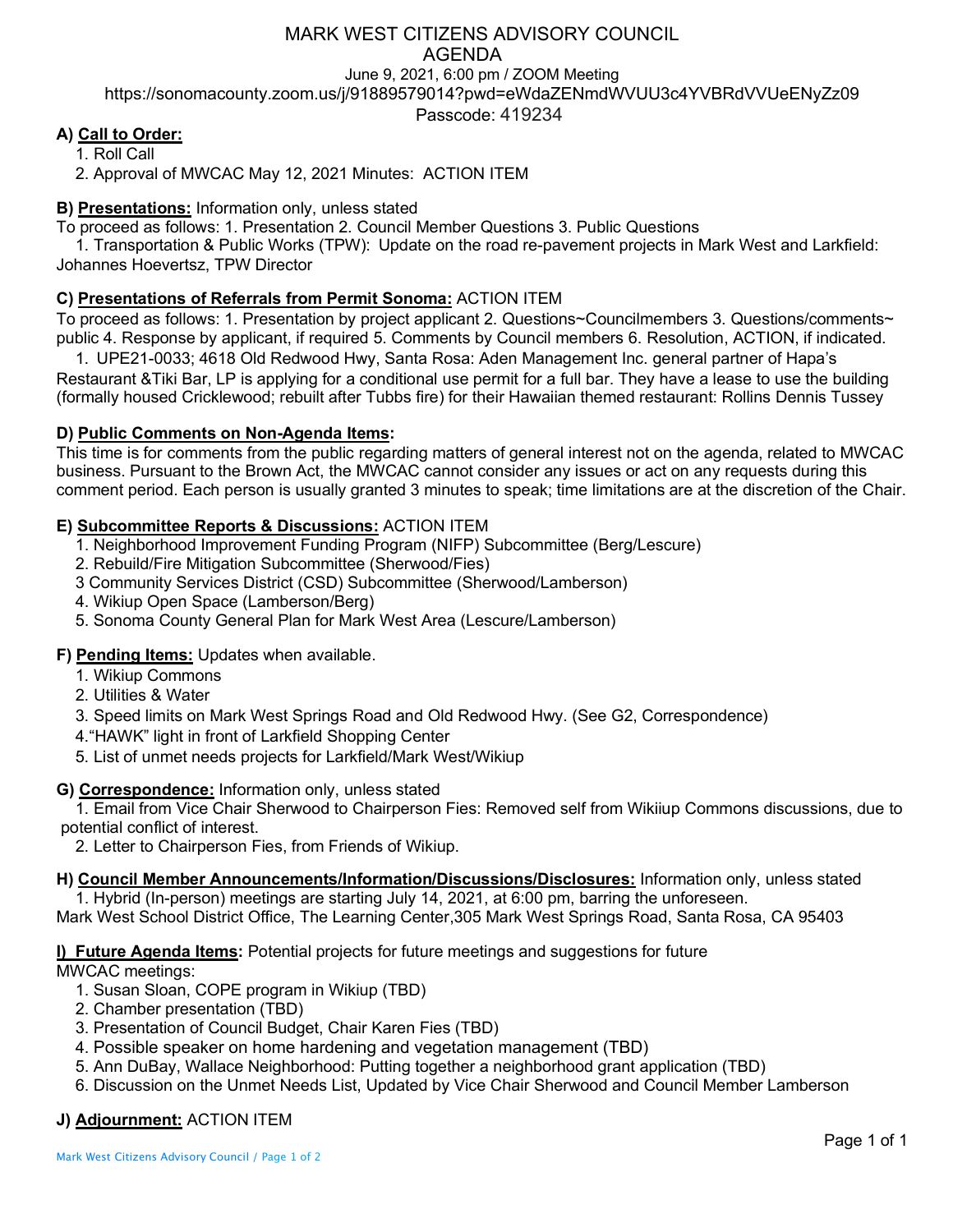# MARK WEST CITIZENS ADVISORY COUNCIL
## AGENDA

June 9, 2021, 6:00 pm / ZOOM Meeting
https://sonomacounty.zoom.us/j/91889579014?pwd=eWdaZENmdWVUU3c4YVBRdVVUeENyZz09
Passcode: 419234

**A) Call to Order:**

1. Roll Call
2. Approval of MWCAC May 12, 2021 Minutes: ACTION ITEM

**B) Presentations:** Information only, unless stated

To proceed as follows: 1. Presentation 2. Council Member Questions 3. Public Questions

1. Transportation & Public Works (TPW): Update on the road re-pavement projects in Mark West and Larkfield: Johannes Hoevertsz, TPW Director

**C) Presentations of Referrals from Permit Sonoma:** ACTION ITEM

To proceed as follows: 1. Presentation by project applicant 2. Questions~Councilmembers 3. Questions/comments~ public 4. Response by applicant, if required 5. Comments by Council members 6. Resolution, ACTION, if indicated.

1. UPE21-0033; 4618 Old Redwood Hwy, Santa Rosa: Aden Management Inc. general partner of Hapa's Restaurant &Tiki Bar, LP is applying for a conditional use permit for a full bar. They have a lease to use the building (formally housed Cricklewood; rebuilt after Tubbs fire) for their Hawaiian themed restaurant: Rollins Dennis Tussey

**D) Public Comments on Non-Agenda Items:**

This time is for comments from the public regarding matters of general interest not on the agenda, related to MWCAC business. Pursuant to the Brown Act, the MWCAC cannot consider any issues or act on any requests during this comment period. Each person is usually granted 3 minutes to speak; time limitations are at the discretion of the Chair.

**E) Subcommittee Reports & Discussions:** ACTION ITEM

1. Neighborhood Improvement Funding Program (NIFP) Subcommittee (Berg/Lescure)
2. Rebuild/Fire Mitigation Subcommittee (Sherwood/Fies)
3 Community Services District (CSD) Subcommittee (Sherwood/Lamberson)
4. Wikiup Open Space (Lamberson/Berg)
5. Sonoma County General Plan for Mark West Area (Lescure/Lamberson)

**F) Pending Items:** Updates when available.

1. Wikiup Commons
2. Utilities & Water
3. Speed limits on Mark West Springs Road and Old Redwood Hwy. (See G2, Correspondence)
4."HAWK" light in front of Larkfield Shopping Center
5. List of unmet needs projects for Larkfield/Mark West/Wikiup

**G) Correspondence:** Information only, unless stated

1. Email from Vice Chair Sherwood to Chairperson Fies: Removed self from Wikiiup Commons discussions, due to potential conflict of interest.
2. Letter to Chairperson Fies, from Friends of Wikiup.

**H) Council Member Announcements/Information/Discussions/Disclosures:** Information only, unless stated

1. Hybrid (In-person) meetings are starting July 14, 2021, at 6:00 pm, barring the unforeseen.

Mark West School District Office, The Learning Center,305 Mark West Springs Road, Santa Rosa, CA 95403

**I) Future Agenda Items:** Potential projects for future meetings and suggestions for future MWCAC meetings:

1. Susan Sloan, COPE program in Wikiup (TBD)
2. Chamber presentation (TBD)
3. Presentation of Council Budget, Chair Karen Fies (TBD)
4. Possible speaker on home hardening and vegetation management (TBD)
5. Ann DuBay, Wallace Neighborhood: Putting together a neighborhood grant application (TBD)
6. Discussion on the Unmet Needs List, Updated by Vice Chair Sherwood and Council Member Lamberson

**J) Adjournment:** ACTION ITEM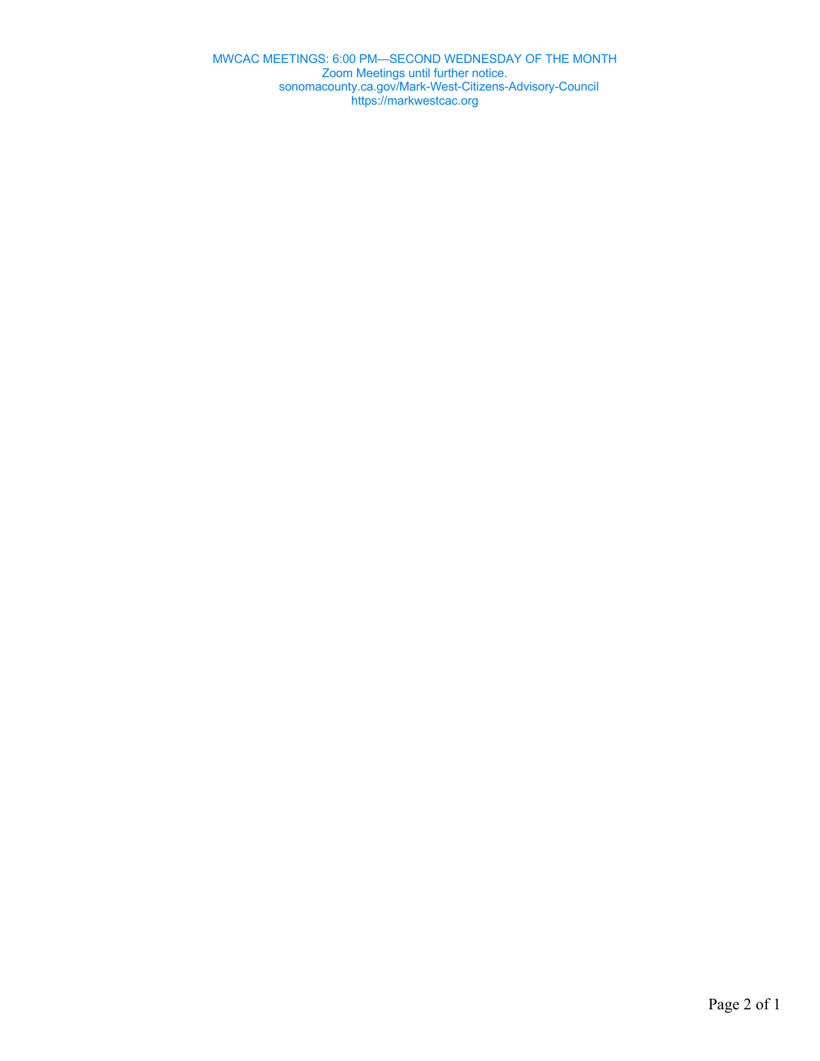MWCAC MEETINGS: 6:00 PM—SECOND WEDNESDAY OF THE MONTH
Zoom Meetings until further notice.
sonomacounty.ca.gov/Mark-West-Citizens-Advisory-Council
https://markwestcac.org